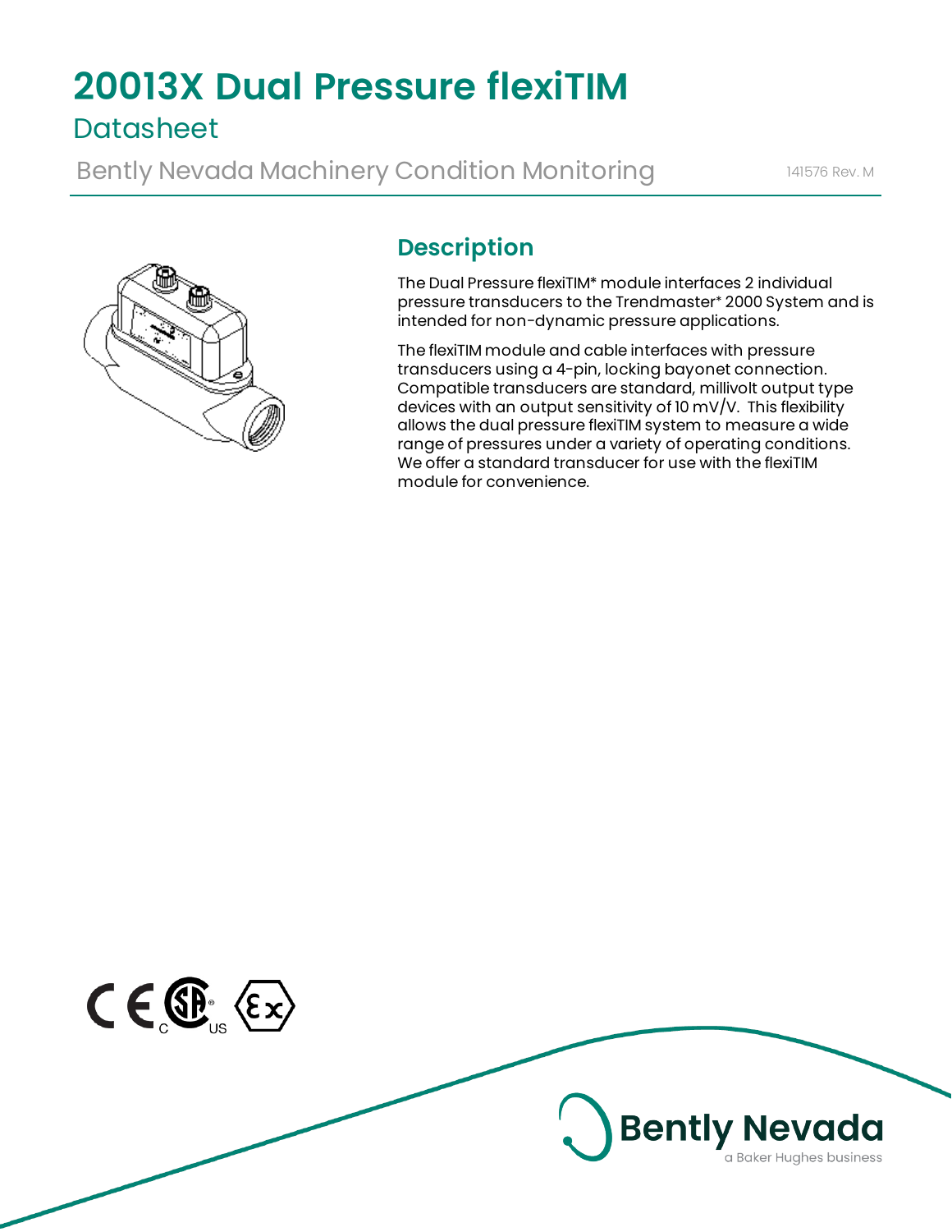# 20013X Dual Pressure flexiTIM

## Datasheet

Bently Nevada Machinery Condition Monitoring

141576 Rev. M

## Description

The Dual Pressure flexiTIM* module interfaces 2 individual pressure transducers to the Trendmaster* 2000 System and is intended for non-dynamic pressure applications.

The flexiTIM module and cable interfaces with pressure transducers using a 4-pin, locking bayonet connection. Compatible transducers are standard, millivolt output type devices with an output sensitivity of 10 mV/V. This flexibility allows the dual pressure flexiTIM system to measure a wide range of pressures under a variety of operating conditions. We offer a standard transducer for use with the flexiTIM module for convenience.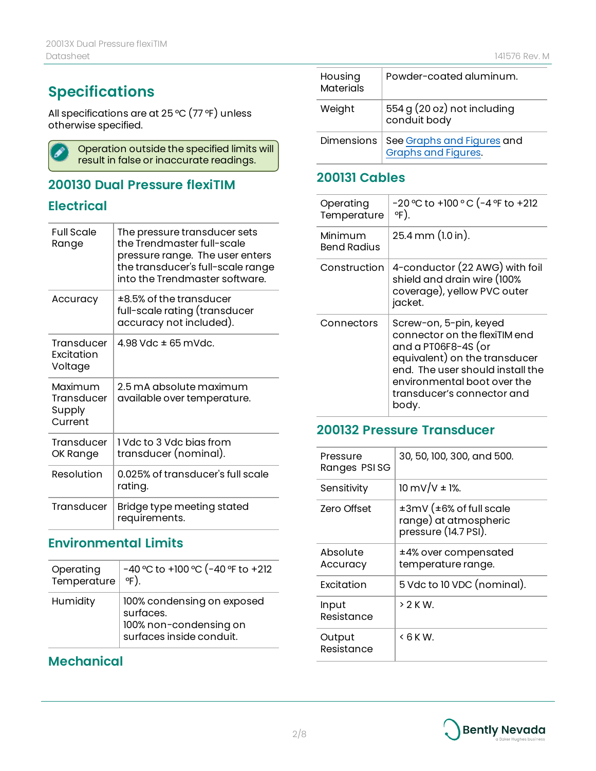# Specifications

All specifications are at 25 °C (77 °F) unless otherwise specified.

> Operation outside the specified limits will result in false or inaccurate readings.

## 200130 Dual Pressure flexiTIM

### Electrical

| | |
|---|---|
| Full Scale Range | The pressure transducer sets the Trendmaster full-scale pressure range. The user enters the transducer's full-scale range into the Trendmaster software. |
| Accuracy | ±8.5% of the transducer full-scale rating (transducer accuracy not included). |
| Transducer Excitation Voltage | 4.98 Vdc ± 65 mVdc. |
| Maximum Transducer Supply Current | 2.5 mA absolute maximum available over temperature. |
| Transducer OK Range | 1 Vdc to 3 Vdc bias from transducer (nominal). |
| Resolution | 0.025% of transducer's full scale rating. |
| Transducer | Bridge type meeting stated requirements. |

### Environmental Limits

| | |
|---|---|
| Operating Temperature | -40 °C to +100 °C (-40 °F to +212 °F). |
| Humidity | 100% condensing on exposed surfaces.<br>100% non-condensing on surfaces inside conduit. |

### Mechanical

| | |
|---|---|
| Housing Materials | Powder-coated aluminum. |
| Weight | 554 g (20 oz) not including conduit body |
| Dimensions | See Graphs and Figures and Graphs and Figures. |

## 200131 Cables

| | |
|---|---|
| Operating Temperature | -20 °C to +100 ° C (-4 °F to +212 °F). |
| Minimum Bend Radius | 25.4 mm (1.0 in). |
| Construction | 4-conductor (22 AWG) with foil shield and drain wire (100% coverage), yellow PVC outer jacket. |
| Connectors | Screw-on, 5-pin, keyed connector on the flexiTIM end and a PT06F8-4S (or equivalent) on the transducer end. The user should install the environmental boot over the transducer's connector and body. |

## 200132 Pressure Transducer

| | |
|---|---|
| Pressure Ranges PSI SG | 30, 50, 100, 300, and 500. |
| Sensitivity | 10 mV/V ± 1%. |
| Zero Offset | ±3mV (±6% of full scale range) at atmospheric pressure (14.7 PSI). |
| Absolute Accuracy | ±4% over compensated temperature range. |
| Excitation | 5 Vdc to 10 VDC (nominal). |
| Input Resistance | > 2 K W. |
| Output Resistance | < 6 K W. |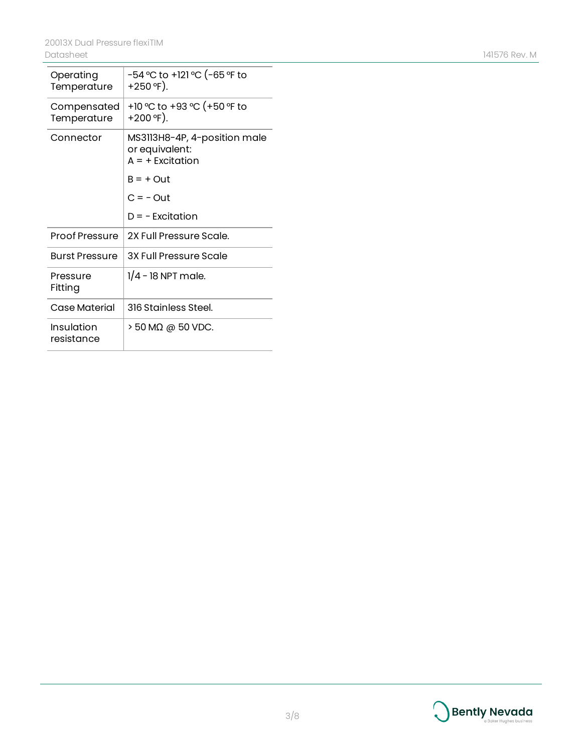| | |
|---|---|
| Operating Temperature | -54 °C to +121 °C (-65 °F to +250 °F). |
| Compensated Temperature | +10 °C to +93 °C (+50 °F to +200 °F). |
| Connector | MS3113H8-4P, 4-position male or equivalent:<br>A = + Excitation<br>B = + Out<br>C = - Out<br>D = - Excitation |
| Proof Pressure | 2X Full Pressure Scale. |
| Burst Pressure | 3X Full Pressure Scale |
| Pressure Fitting | 1/4 - 18 NPT male. |
| Case Material | 316 Stainless Steel. |
| Insulation resistance | > 50 MΩ @ 50 VDC. |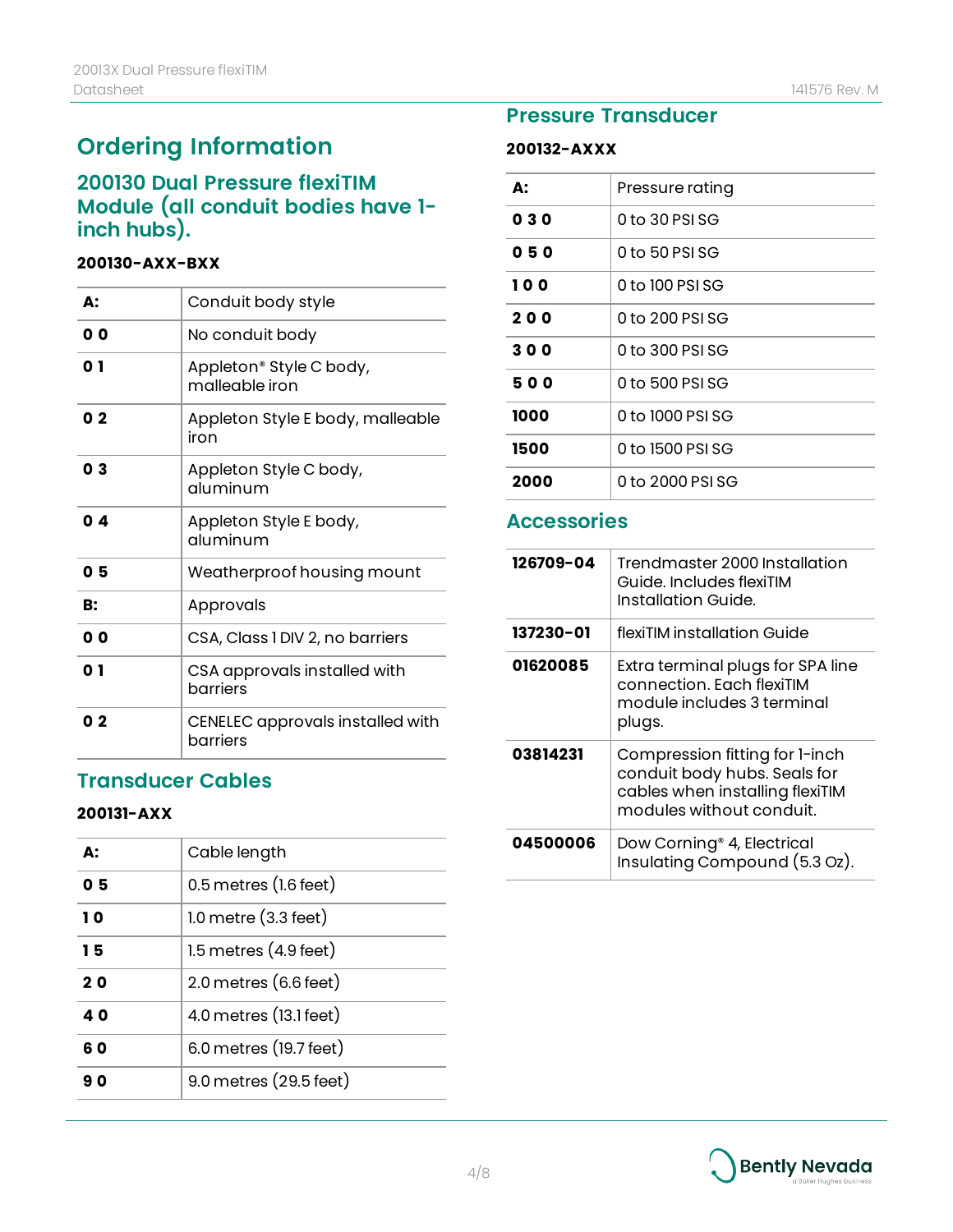# Ordering Information

## 200130 Dual Pressure flexiTIM Module (all conduit bodies have 1-inch hubs).

**200130-AXX-BXX**

| A: | Conduit body style |
|---|---|
| **0 0** | No conduit body |
| **0 1** | Appleton® Style C body, malleable iron |
| **0 2** | Appleton Style E body, malleable iron |
| **0 3** | Appleton Style C body, aluminum |
| **0 4** | Appleton Style E body, aluminum |
| **0 5** | Weatherproof housing mount |
| **B:** | Approvals |
| **0 0** | CSA, Class 1 DIV 2, no barriers |
| **0 1** | CSA approvals installed with barriers |
| **0 2** | CENELEC approvals installed with barriers |

## Transducer Cables

**200131-AXX**

| A: | Cable length |
|---|---|
| **0 5** | 0.5 metres (1.6 feet) |
| **1 0** | 1.0 metre (3.3 feet) |
| **1 5** | 1.5 metres (4.9 feet) |
| **2 0** | 2.0 metres (6.6 feet) |
| **4 0** | 4.0 metres (13.1 feet) |
| **6 0** | 6.0 metres (19.7 feet) |
| **9 0** | 9.0 metres (29.5 feet) |

## Pressure Transducer

**200132-AXXX**

| A: | Pressure rating |
|---|---|
| **0 3 0** | 0 to 30 PSI SG |
| **0 5 0** | 0 to 50 PSI SG |
| **1 0 0** | 0 to 100 PSI SG |
| **2 0 0** | 0 to 200 PSI SG |
| **3 0 0** | 0 to 300 PSI SG |
| **5 0 0** | 0 to 500 PSI SG |
| **1000** | 0 to 1000 PSI SG |
| **1500** | 0 to 1500 PSI SG |
| **2000** | 0 to 2000 PSI SG |

## Accessories

| | |
|---|---|
| **126709-04** | Trendmaster 2000 Installation Guide. Includes flexiTIM Installation Guide. |
| **137230-01** | flexiTIM installation Guide |
| **01620085** | Extra terminal plugs for SPA line connection. Each flexiTIM module includes 3 terminal plugs. |
| **03814231** | Compression fitting for 1-inch conduit body hubs. Seals for cables when installing flexiTIM modules without conduit. |
| **04500006** | Dow Corning® 4, Electrical Insulating Compound (5.3 Oz). |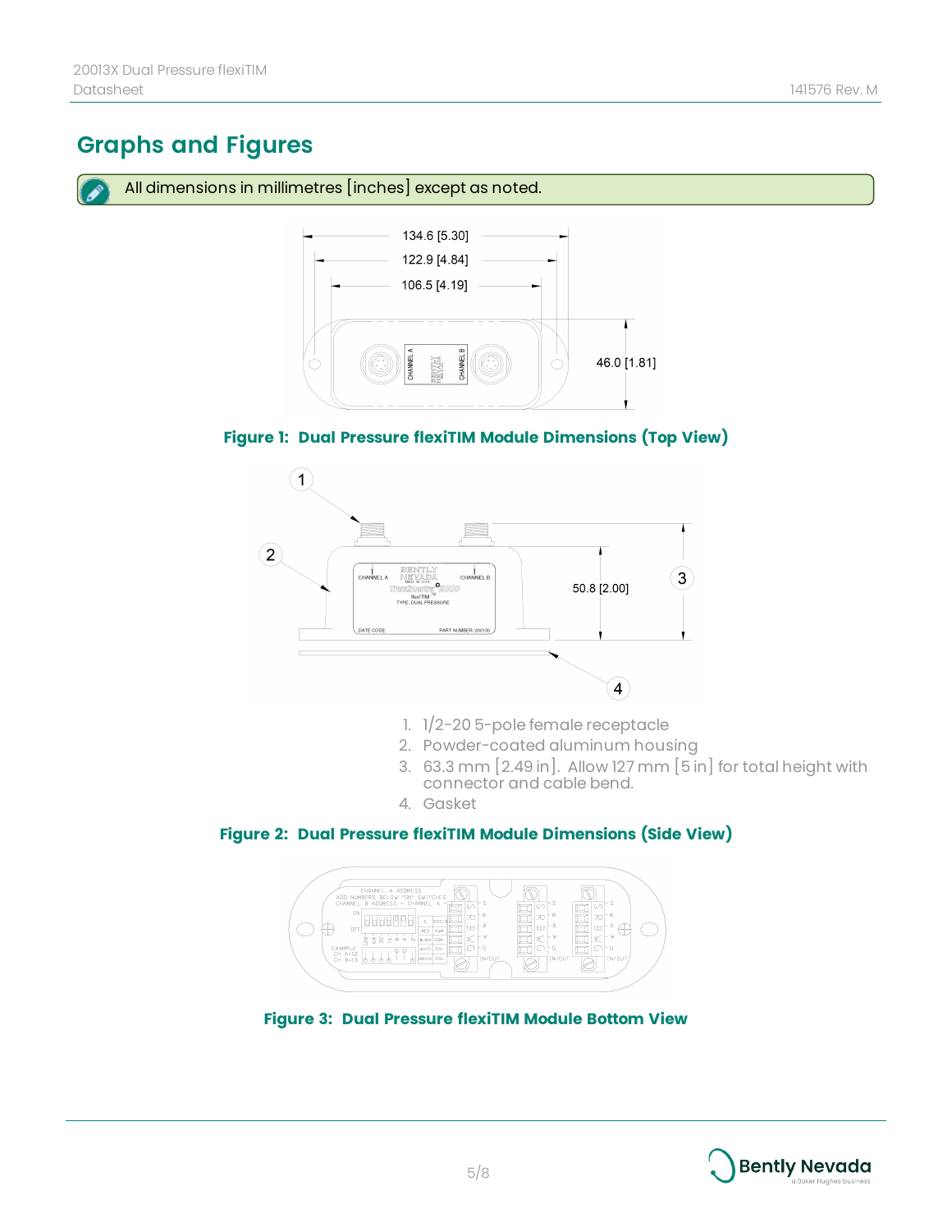## Graphs and Figures

All dimensions in millimetres [inches] except as noted.

**Figure 1: Dual Pressure flexiTIM Module Dimensions (Top View)**

1. 1/2-20 5-pole female receptacle
2. Powder-coated aluminum housing
3. 63.3 mm [2.49 in]. Allow 127 mm [5 in] for total height with connector and cable bend.
4. Gasket

**Figure 2: Dual Pressure flexiTIM Module Dimensions (Side View)**

**Figure 3: Dual Pressure flexiTIM Module Bottom View**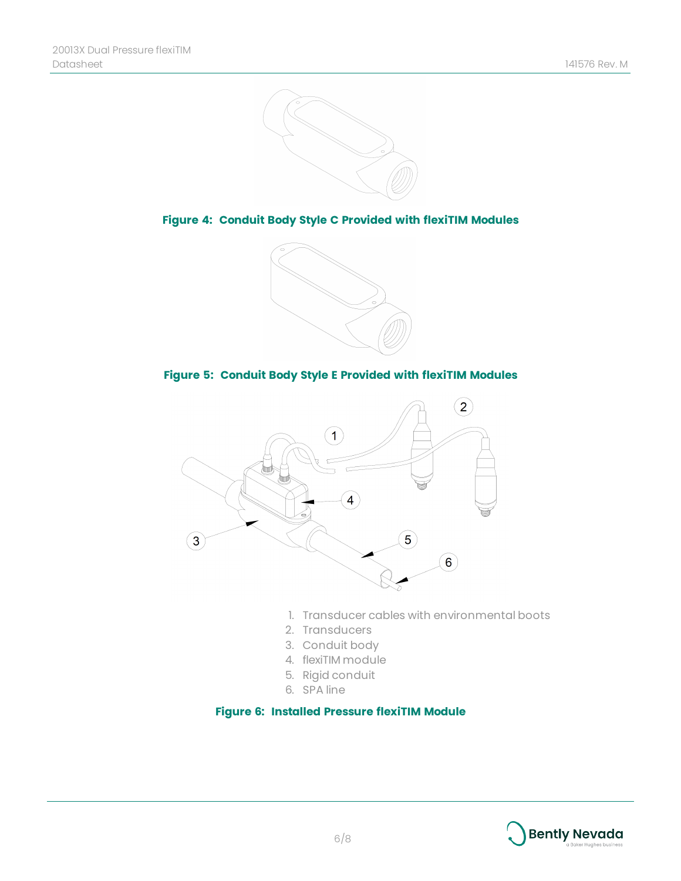**Figure 4: Conduit Body Style C Provided with flexiTIM Modules**

**Figure 5: Conduit Body Style E Provided with flexiTIM Modules**

1. Transducer cables with environmental boots
2. Transducers
3. Conduit body
4. flexiTIM module
5. Rigid conduit
6. SPA line

**Figure 6: Installed Pressure flexiTIM Module**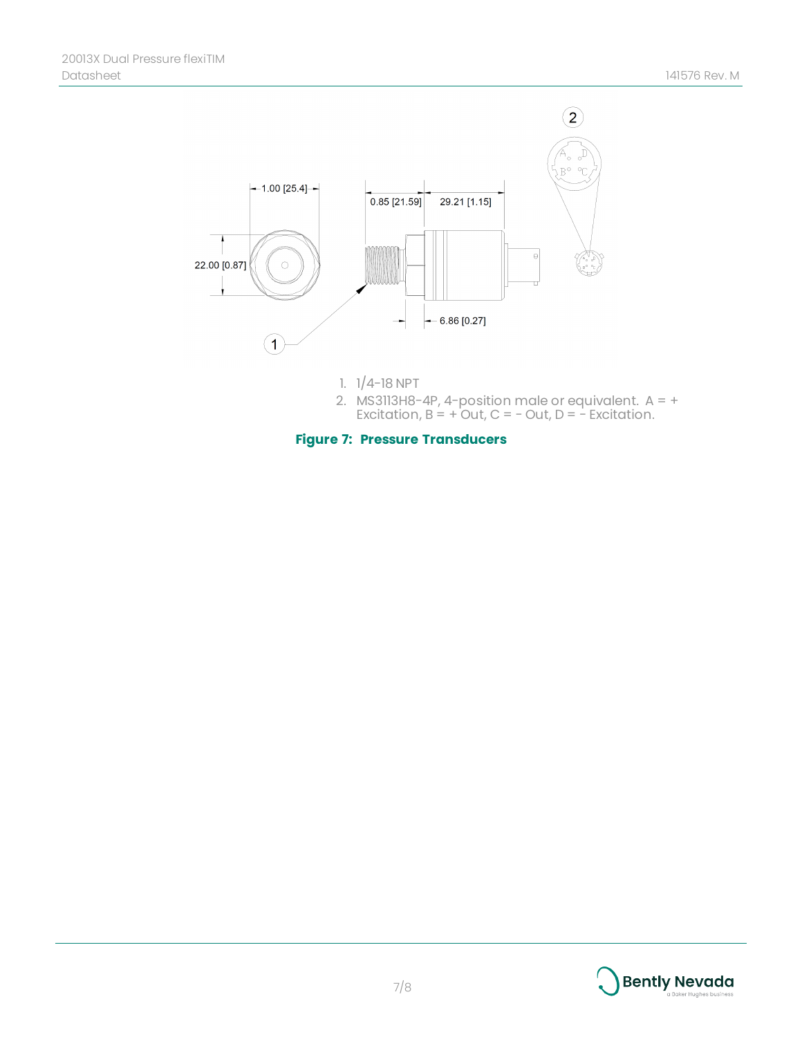1. 1/4-18 NPT
2. MS3113H8-4P, 4-position male or equivalent. A = + Excitation, B = + Out, C = - Out, D = - Excitation.

**Figure 7: Pressure Transducers**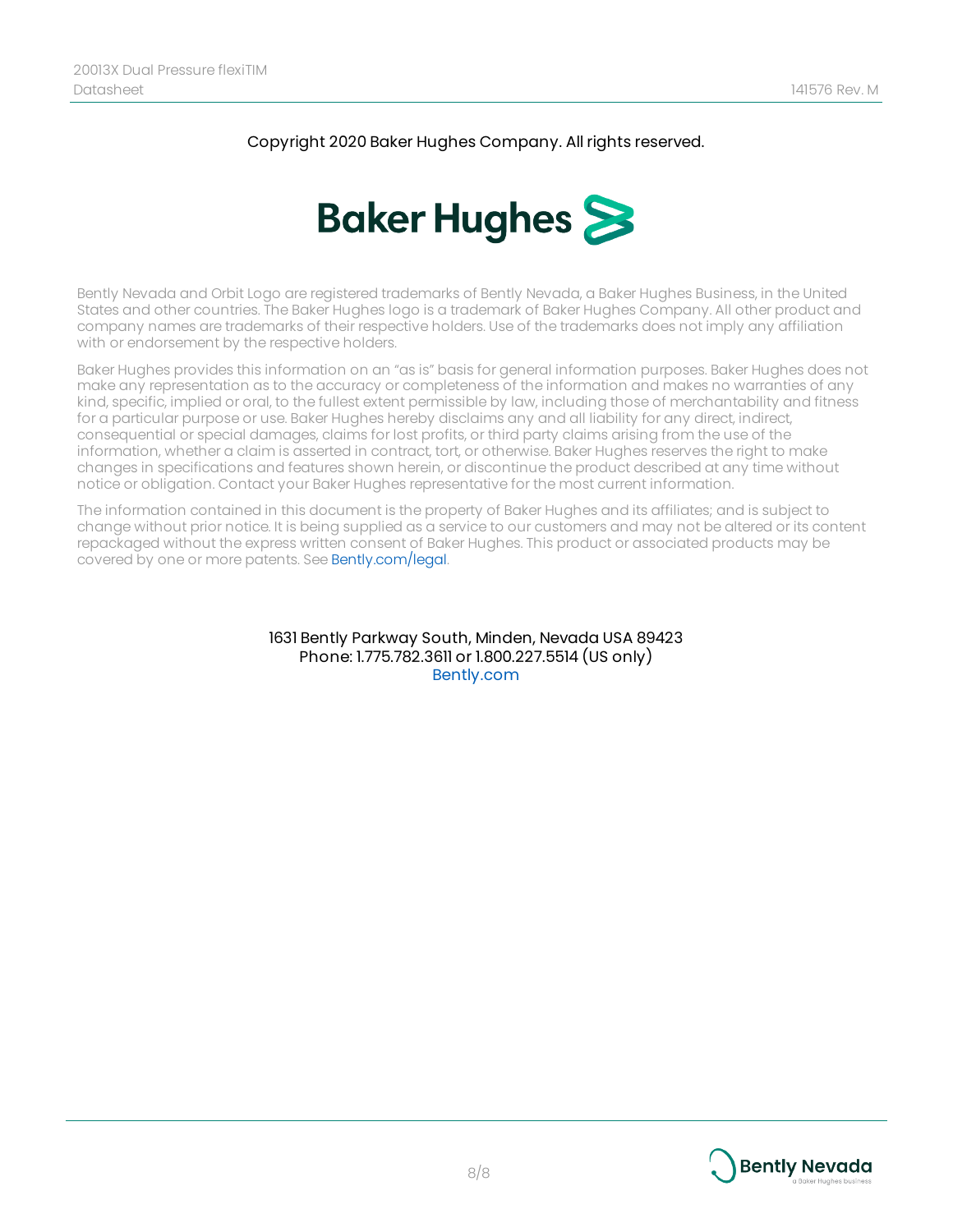Copyright 2020 Baker Hughes Company. All rights reserved.

Bently Nevada and Orbit Logo are registered trademarks of Bently Nevada, a Baker Hughes Business, in the United States and other countries. The Baker Hughes logo is a trademark of Baker Hughes Company. All other product and company names are trademarks of their respective holders. Use of the trademarks does not imply any affiliation with or endorsement by the respective holders.

Baker Hughes provides this information on an "as is" basis for general information purposes. Baker Hughes does not make any representation as to the accuracy or completeness of the information and makes no warranties of any kind, specific, implied or oral, to the fullest extent permissible by law, including those of merchantability and fitness for a particular purpose or use. Baker Hughes hereby disclaims any and all liability for any direct, indirect, consequential or special damages, claims for lost profits, or third party claims arising from the use of the information, whether a claim is asserted in contract, tort, or otherwise. Baker Hughes reserves the right to make changes in specifications and features shown herein, or discontinue the product described at any time without notice or obligation. Contact your Baker Hughes representative for the most current information.

The information contained in this document is the property of Baker Hughes and its affiliates; and is subject to change without prior notice. It is being supplied as a service to our customers and may not be altered or its content repackaged without the express written consent of Baker Hughes. This product or associated products may be covered by one or more patents. See Bently.com/legal.

1631 Bently Parkway South, Minden, Nevada USA 89423
Phone: 1.775.782.3611 or 1.800.227.5514 (US only)
Bently.com